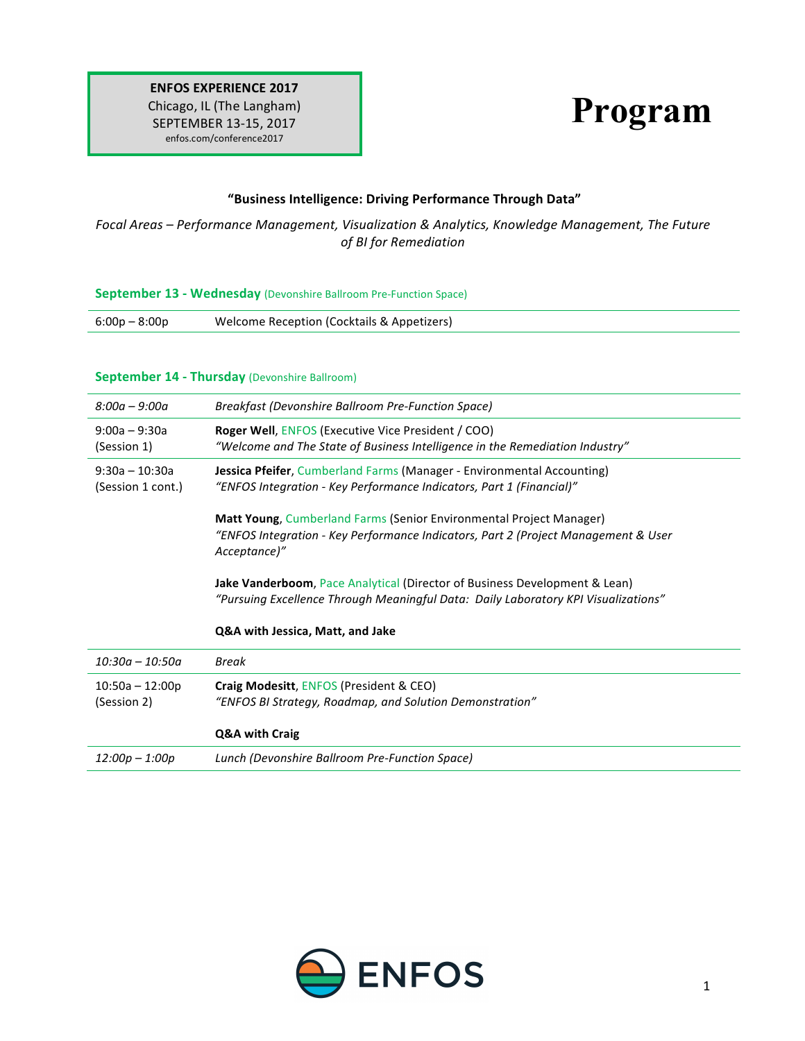**ENFOS EXPERIENCE 2017**
Chicago, IL (The Langham)
SEPTEMBER 13-15, 2017
enfos.com/conference2017

# Program

**"Business Intelligence: Driving Performance Through Data"**

*Focal Areas – Performance Management, Visualization & Analytics, Knowledge Management, The Future of BI for Remediation*

## September 13 - Wednesday (Devonshire Ballroom Pre-Function Space)

| | |
|---|---|
| 6:00p – 8:00p | Welcome Reception (Cocktails & Appetizers) |

## September 14 - Thursday (Devonshire Ballroom)

| | |
|---|---|
| *8:00a – 9:00a* | *Breakfast (Devonshire Ballroom Pre-Function Space)* |
| 9:00a – 9:30a (Session 1) | **Roger Well**, ENFOS (Executive Vice President / COO) *"Welcome and The State of Business Intelligence in the Remediation Industry"* |
| 9:30a – 10:30a (Session 1 cont.) | **Jessica Pfeifer**, Cumberland Farms (Manager - Environmental Accounting) *"ENFOS Integration - Key Performance Indicators, Part 1 (Financial)"* <br><br> **Matt Young**, Cumberland Farms (Senior Environmental Project Manager) *"ENFOS Integration - Key Performance Indicators, Part 2 (Project Management & User Acceptance)"* <br><br> **Jake Vanderboom**, Pace Analytical (Director of Business Development & Lean) *"Pursuing Excellence Through Meaningful Data: Daily Laboratory KPI Visualizations"* <br><br> **Q&A with Jessica, Matt, and Jake** |
| *10:30a – 10:50a* | *Break* |
| 10:50a – 12:00p (Session 2) | **Craig Modesitt**, ENFOS (President & CEO) *"ENFOS BI Strategy, Roadmap, and Solution Demonstration"* <br><br> **Q&A with Craig** |
| *12:00p – 1:00p* | *Lunch (Devonshire Ballroom Pre-Function Space)* |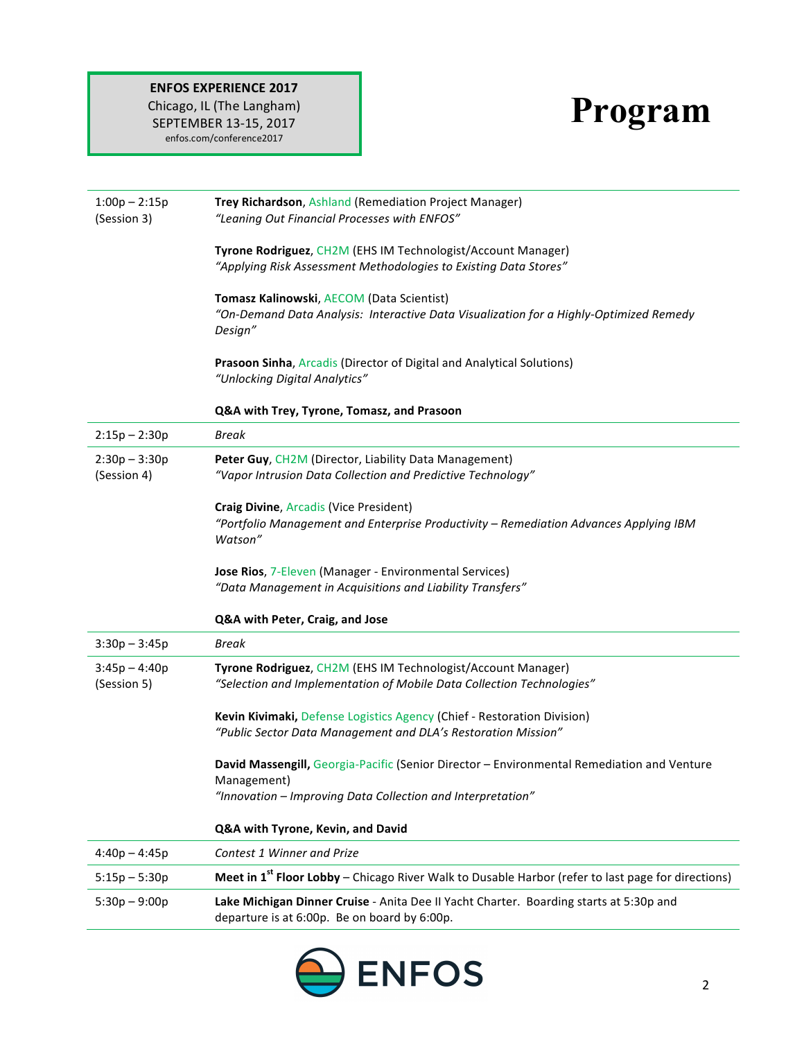**ENFOS EXPERIENCE 2017**
Chicago, IL (The Langham)
SEPTEMBER 13-15, 2017
enfos.com/conference2017

# Program

| | |
|---|---|
| 1:00p – 2:15p (Session 3) | **Trey Richardson**, Ashland (Remediation Project Manager)<br>*"Leaning Out Financial Processes with ENFOS"*<br><br>**Tyrone Rodriguez**, CH2M (EHS IM Technologist/Account Manager)<br>*"Applying Risk Assessment Methodologies to Existing Data Stores"*<br><br>**Tomasz Kalinowski**, AECOM (Data Scientist)<br>*"On-Demand Data Analysis: Interactive Data Visualization for a Highly-Optimized Remedy Design"*<br><br>**Prasoon Sinha**, Arcadis (Director of Digital and Analytical Solutions)<br>*"Unlocking Digital Analytics"*<br><br>**Q&A with Trey, Tyrone, Tomasz, and Prasoon** |
| 2:15p – 2:30p | *Break* |
| 2:30p – 3:30p (Session 4) | **Peter Guy**, CH2M (Director, Liability Data Management)<br>*"Vapor Intrusion Data Collection and Predictive Technology"*<br><br>**Craig Divine**, Arcadis (Vice President)<br>*"Portfolio Management and Enterprise Productivity – Remediation Advances Applying IBM Watson"*<br><br>**Jose Rios**, 7-Eleven (Manager - Environmental Services)<br>*"Data Management in Acquisitions and Liability Transfers"*<br><br>**Q&A with Peter, Craig, and Jose** |
| 3:30p – 3:45p | *Break* |
| 3:45p – 4:40p (Session 5) | **Tyrone Rodriguez**, CH2M (EHS IM Technologist/Account Manager)<br>*"Selection and Implementation of Mobile Data Collection Technologies"*<br><br>**Kevin Kivimaki,** Defense Logistics Agency (Chief - Restoration Division)<br>*"Public Sector Data Management and DLA's Restoration Mission"*<br><br>**David Massengill,** Georgia-Pacific (Senior Director – Environmental Remediation and Venture Management)<br>*"Innovation – Improving Data Collection and Interpretation"*<br><br>**Q&A with Tyrone, Kevin, and David** |
| 4:40p – 4:45p | *Contest 1 Winner and Prize* |
| 5:15p – 5:30p | **Meet in 1st Floor Lobby** – Chicago River Walk to Dusable Harbor (refer to last page for directions) |
| 5:30p – 9:00p | **Lake Michigan Dinner Cruise** - Anita Dee II Yacht Charter. Boarding starts at 5:30p and departure is at 6:00p. Be on board by 6:00p. |

ENFOS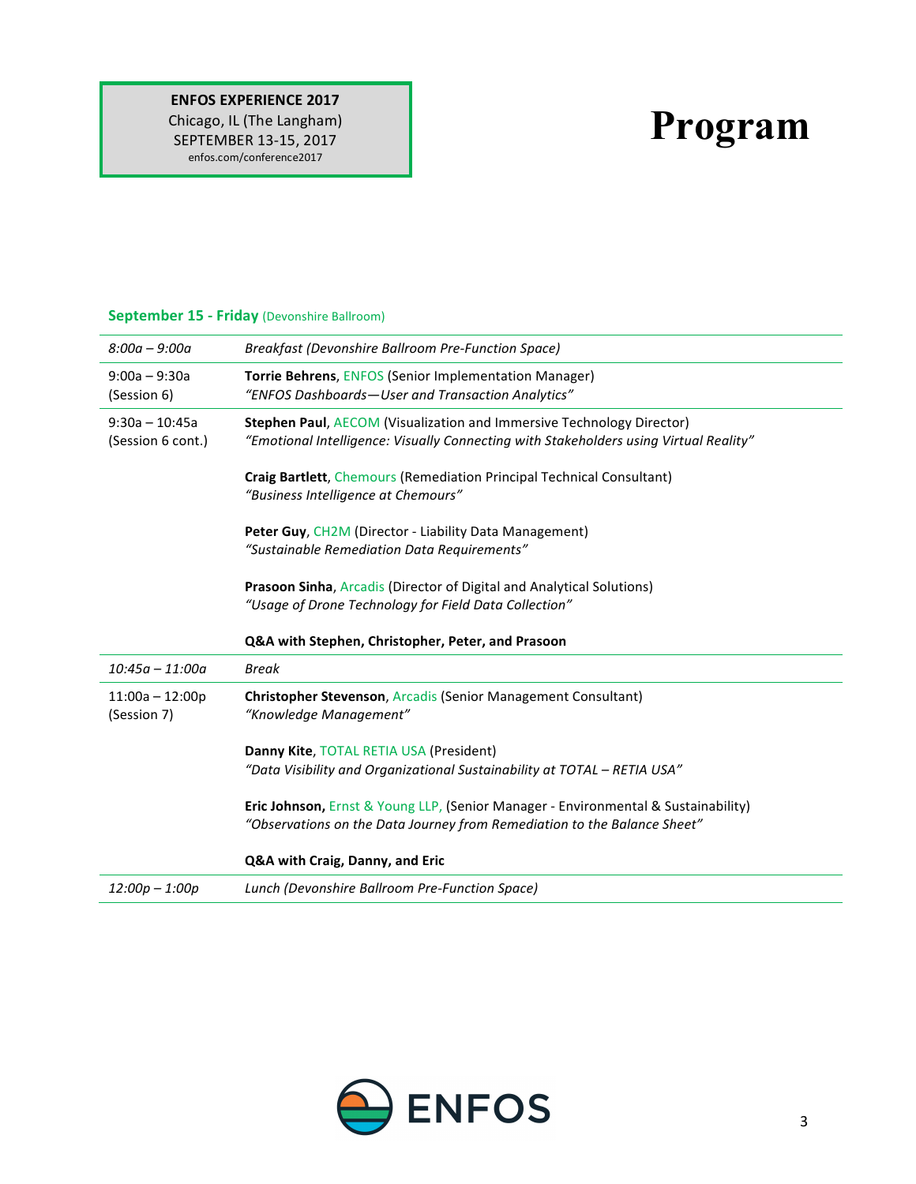**ENFOS EXPERIENCE 2017**
Chicago, IL (The Langham)
SEPTEMBER 13-15, 2017
enfos.com/conference2017

# Program

## September 15 - Friday (Devonshire Ballroom)

| | |
|---|---|
| *8:00a – 9:00a* | *Breakfast (Devonshire Ballroom Pre-Function Space)* |
| 9:00a – 9:30a (Session 6) | **Torrie Behrens**, ENFOS (Senior Implementation Manager)<br>*"ENFOS Dashboards—User and Transaction Analytics"* |
| 9:30a – 10:45a (Session 6 cont.) | **Stephen Paul**, AECOM (Visualization and Immersive Technology Director)<br>*"Emotional Intelligence: Visually Connecting with Stakeholders using Virtual Reality"*<br><br>**Craig Bartlett**, Chemours (Remediation Principal Technical Consultant)<br>*"Business Intelligence at Chemours"*<br><br>**Peter Guy**, CH2M (Director - Liability Data Management)<br>*"Sustainable Remediation Data Requirements"*<br><br>**Prasoon Sinha**, Arcadis (Director of Digital and Analytical Solutions)<br>*"Usage of Drone Technology for Field Data Collection"*<br><br>**Q&A with Stephen, Christopher, Peter, and Prasoon** |
| *10:45a – 11:00a* | *Break* |
| 11:00a – 12:00p (Session 7) | **Christopher Stevenson**, Arcadis (Senior Management Consultant)<br>*"Knowledge Management"*<br><br>**Danny Kite**, TOTAL RETIA USA (President)<br>*"Data Visibility and Organizational Sustainability at TOTAL – RETIA USA"*<br><br>**Eric Johnson,** Ernst & Young LLP, (Senior Manager - Environmental & Sustainability)<br>*"Observations on the Data Journey from Remediation to the Balance Sheet"*<br><br>**Q&A with Craig, Danny, and Eric** |
| *12:00p – 1:00p* | *Lunch (Devonshire Ballroom Pre-Function Space)* |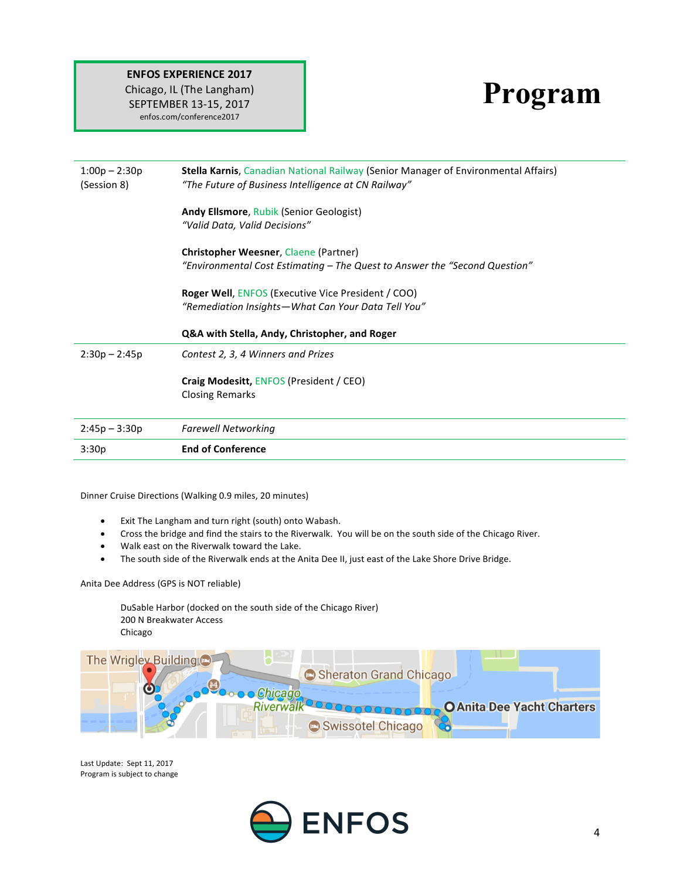**ENFOS EXPERIENCE 2017**
Chicago, IL (The Langham)
SEPTEMBER 13-15, 2017
enfos.com/conference2017

# Program

| | |
|---|---|
| 1:00p – 2:30p (Session 8) | **Stella Karnis**, Canadian National Railway (Senior Manager of Environmental Affairs)<br>*"The Future of Business Intelligence at CN Railway"*<br><br>**Andy Ellsmore**, Rubik (Senior Geologist)<br>*"Valid Data, Valid Decisions"*<br><br>**Christopher Weesner**, Claene (Partner)<br>*"Environmental Cost Estimating – The Quest to Answer the "Second Question"*<br><br>**Roger Well**, ENFOS (Executive Vice President / COO)<br>*"Remediation Insights—What Can Your Data Tell You"*<br><br>**Q&A with Stella, Andy, Christopher, and Roger** |
| 2:30p – 2:45p | *Contest 2, 3, 4 Winners and Prizes*<br><br>**Craig Modesitt,** ENFOS (President / CEO)<br>Closing Remarks |
| 2:45p – 3:30p | *Farewell Networking* |
| 3:30p | **End of Conference** |

Dinner Cruise Directions (Walking 0.9 miles, 20 minutes)

- Exit The Langham and turn right (south) onto Wabash.
- Cross the bridge and find the stairs to the Riverwalk. You will be on the south side of the Chicago River.
- Walk east on the Riverwalk toward the Lake.
- The south side of the Riverwalk ends at the Anita Dee II, just east of the Lake Shore Drive Bridge.

Anita Dee Address (GPS is NOT reliable)

DuSable Harbor (docked on the south side of the Chicago River)
200 N Breakwater Access
Chicago

The Wrigley Building
Sheraton Grand Chicago
Chicago Riverwalk
Anita Dee Yacht Charters
Swissotel Chicago

Last Update: Sept 11, 2017
Program is subject to change

ENFOS